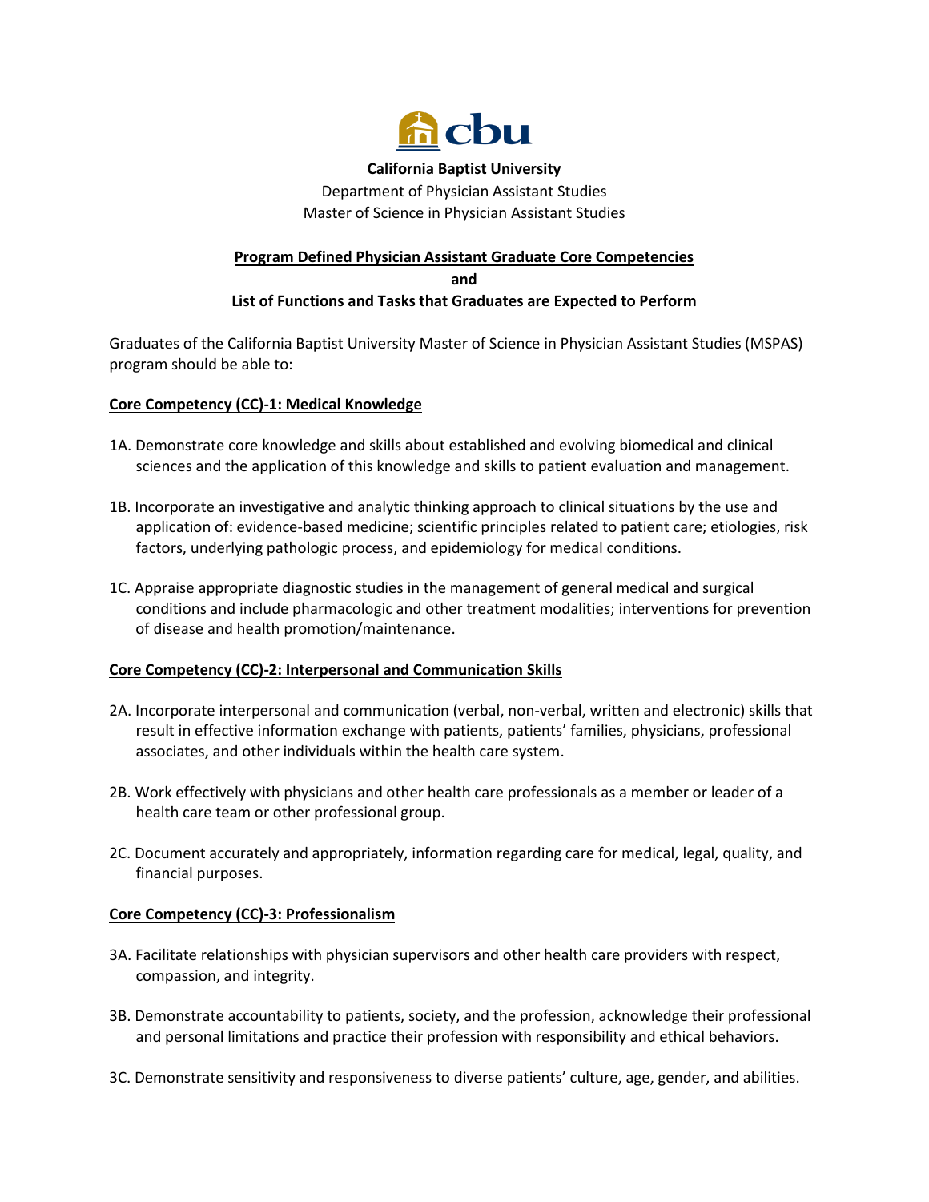**California Baptist University**

Department of Physician Assistant Studies

Master of Science in Physician Assistant Studies

## Program Defined Physician Assistant Graduate Core Competencies

## and

## List of Functions and Tasks that Graduates are Expected to Perform

Graduates of the California Baptist University Master of Science in Physician Assistant Studies (MSPAS) program should be able to:

### Core Competency (CC)-1: Medical Knowledge

1A. Demonstrate core knowledge and skills about established and evolving biomedical and clinical sciences and the application of this knowledge and skills to patient evaluation and management.

1B. Incorporate an investigative and analytic thinking approach to clinical situations by the use and application of: evidence-based medicine; scientific principles related to patient care; etiologies, risk factors, underlying pathologic process, and epidemiology for medical conditions.

1C. Appraise appropriate diagnostic studies in the management of general medical and surgical conditions and include pharmacologic and other treatment modalities; interventions for prevention of disease and health promotion/maintenance.

### Core Competency (CC)-2: Interpersonal and Communication Skills

2A. Incorporate interpersonal and communication (verbal, non-verbal, written and electronic) skills that result in effective information exchange with patients, patients' families, physicians, professional associates, and other individuals within the health care system.

2B. Work effectively with physicians and other health care professionals as a member or leader of a health care team or other professional group.

2C. Document accurately and appropriately, information regarding care for medical, legal, quality, and financial purposes.

### Core Competency (CC)-3: Professionalism

3A. Facilitate relationships with physician supervisors and other health care providers with respect, compassion, and integrity.

3B. Demonstrate accountability to patients, society, and the profession, acknowledge their professional and personal limitations and practice their profession with responsibility and ethical behaviors.

3C. Demonstrate sensitivity and responsiveness to diverse patients' culture, age, gender, and abilities.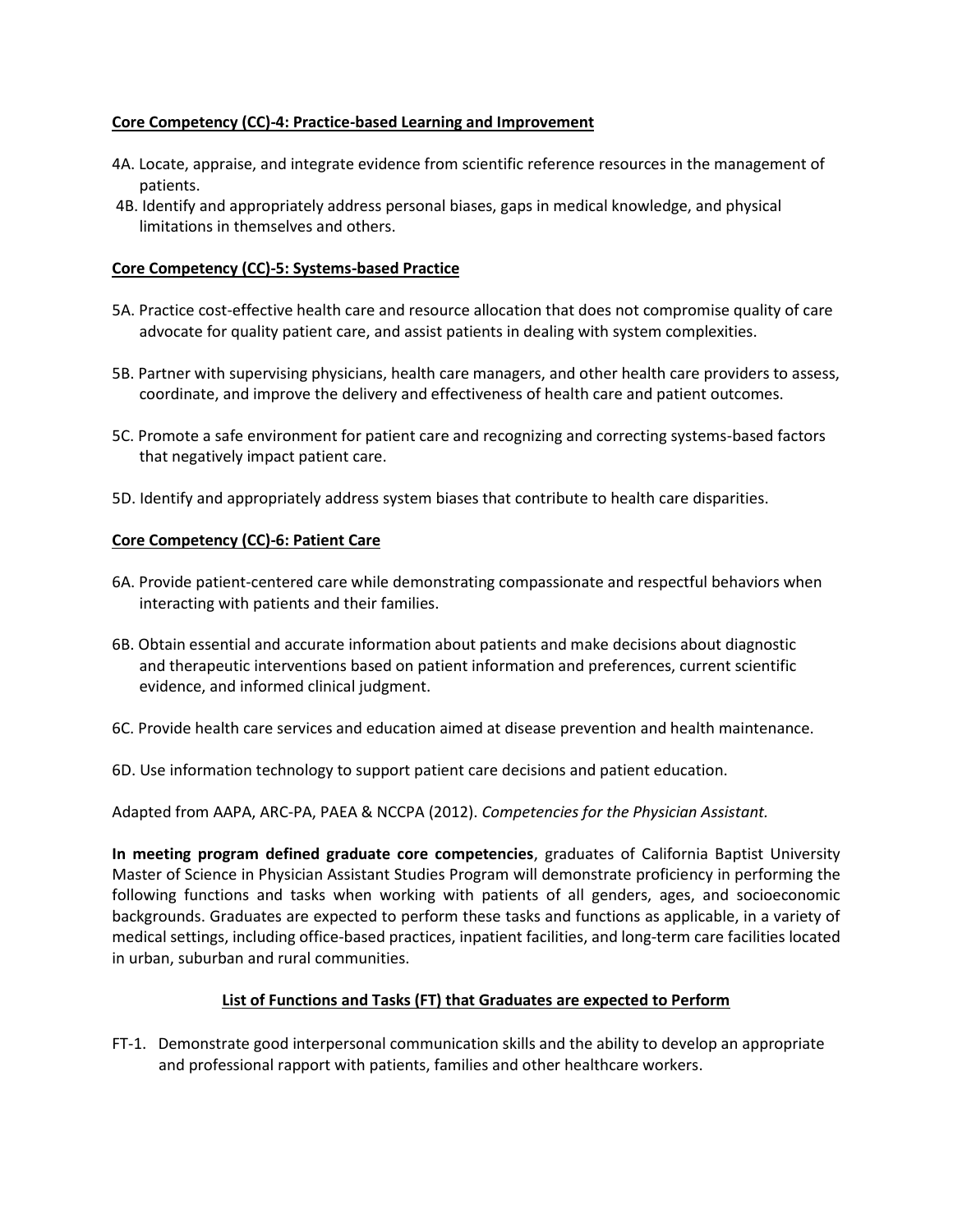**Core Competency (CC)-4: Practice-based Learning and Improvement**

4A. Locate, appraise, and integrate evidence from scientific reference resources in the management of patients.

4B. Identify and appropriately address personal biases, gaps in medical knowledge, and physical limitations in themselves and others.

**Core Competency (CC)-5: Systems-based Practice**

5A. Practice cost-effective health care and resource allocation that does not compromise quality of care advocate for quality patient care, and assist patients in dealing with system complexities.

5B. Partner with supervising physicians, health care managers, and other health care providers to assess, coordinate, and improve the delivery and effectiveness of health care and patient outcomes.

5C. Promote a safe environment for patient care and recognizing and correcting systems-based factors that negatively impact patient care.

5D. Identify and appropriately address system biases that contribute to health care disparities.

**Core Competency (CC)-6: Patient Care**

6A. Provide patient-centered care while demonstrating compassionate and respectful behaviors when interacting with patients and their families.

6B. Obtain essential and accurate information about patients and make decisions about diagnostic and therapeutic interventions based on patient information and preferences, current scientific evidence, and informed clinical judgment.

6C. Provide health care services and education aimed at disease prevention and health maintenance.

6D. Use information technology to support patient care decisions and patient education.

Adapted from AAPA, ARC-PA, PAEA & NCCPA (2012). *Competencies for the Physician Assistant.*

**In meeting program defined graduate core competencies**, graduates of California Baptist University Master of Science in Physician Assistant Studies Program will demonstrate proficiency in performing the following functions and tasks when working with patients of all genders, ages, and socioeconomic backgrounds. Graduates are expected to perform these tasks and functions as applicable, in a variety of medical settings, including office-based practices, inpatient facilities, and long-term care facilities located in urban, suburban and rural communities.

**List of Functions and Tasks (FT) that Graduates are expected to Perform**

FT-1. Demonstrate good interpersonal communication skills and the ability to develop an appropriate and professional rapport with patients, families and other healthcare workers.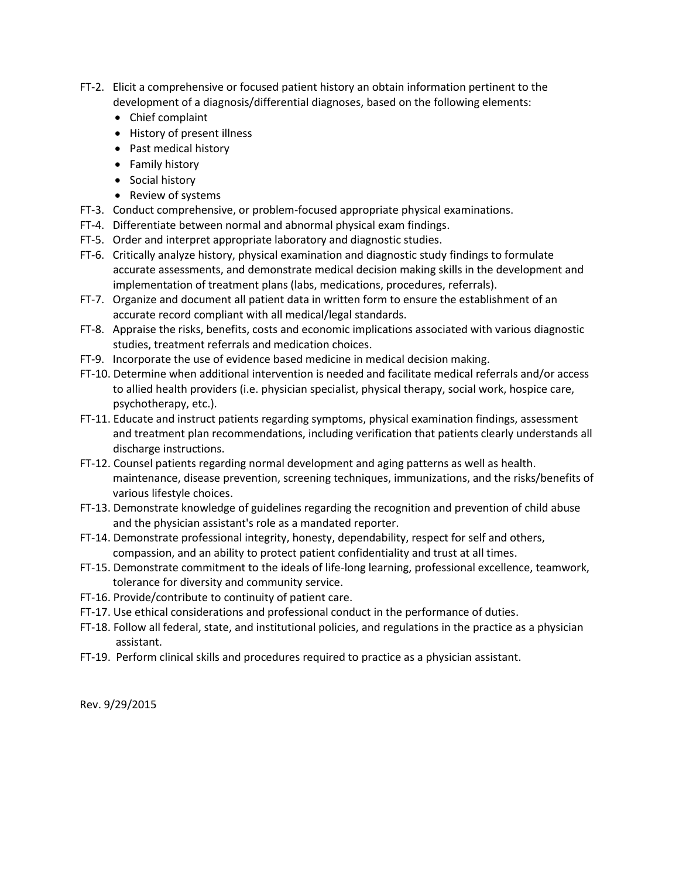FT-2. Elicit a comprehensive or focused patient history an obtain information pertinent to the development of a diagnosis/differential diagnoses, based on the following elements:
- Chief complaint
- History of present illness
- Past medical history
- Family history
- Social history
- Review of systems

FT-3. Conduct comprehensive, or problem-focused appropriate physical examinations.

FT-4. Differentiate between normal and abnormal physical exam findings.

FT-5. Order and interpret appropriate laboratory and diagnostic studies.

FT-6. Critically analyze history, physical examination and diagnostic study findings to formulate accurate assessments, and demonstrate medical decision making skills in the development and implementation of treatment plans (labs, medications, procedures, referrals).

FT-7. Organize and document all patient data in written form to ensure the establishment of an accurate record compliant with all medical/legal standards.

FT-8. Appraise the risks, benefits, costs and economic implications associated with various diagnostic studies, treatment referrals and medication choices.

FT-9. Incorporate the use of evidence based medicine in medical decision making.

FT-10. Determine when additional intervention is needed and facilitate medical referrals and/or access to allied health providers (i.e. physician specialist, physical therapy, social work, hospice care, psychotherapy, etc.).

FT-11. Educate and instruct patients regarding symptoms, physical examination findings, assessment and treatment plan recommendations, including verification that patients clearly understands all discharge instructions.

FT-12. Counsel patients regarding normal development and aging patterns as well as health. maintenance, disease prevention, screening techniques, immunizations, and the risks/benefits of various lifestyle choices.

FT-13. Demonstrate knowledge of guidelines regarding the recognition and prevention of child abuse and the physician assistant's role as a mandated reporter.

FT-14. Demonstrate professional integrity, honesty, dependability, respect for self and others, compassion, and an ability to protect patient confidentiality and trust at all times.

FT-15. Demonstrate commitment to the ideals of life-long learning, professional excellence, teamwork, tolerance for diversity and community service.

FT-16. Provide/contribute to continuity of patient care.

FT-17. Use ethical considerations and professional conduct in the performance of duties.

FT-18. Follow all federal, state, and institutional policies, and regulations in the practice as a physician assistant.

FT-19. Perform clinical skills and procedures required to practice as a physician assistant.

Rev. 9/29/2015